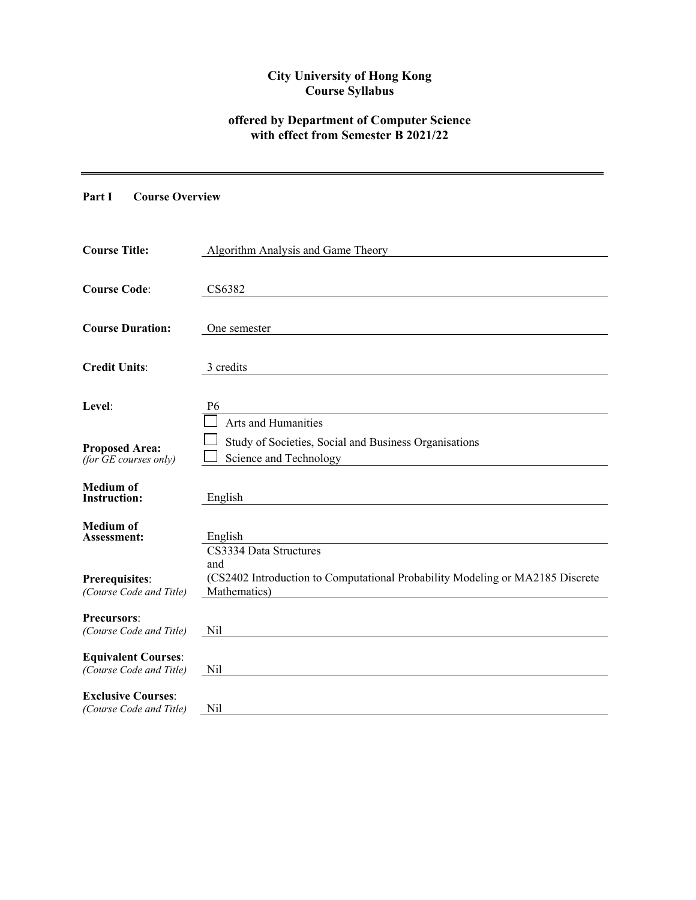**City University of Hong Kong**
**Course Syllabus**

**offered by Department of Computer Science**
**with effect from Semester B 2021/22**

---

**Part I Course Overview**

| | |
|---|---|
| **Course Title:** | Algorithm Analysis and Game Theory |
| **Course Code**: | CS6382 |
| **Course Duration:** | One semester |
| **Credit Units**: | 3 credits |
| **Level**: | P6 |
| **Proposed Area:** *(for GE courses only)* | ☐ Arts and Humanities<br>☐ Study of Societies, Social and Business Organisations<br>☐ Science and Technology |
| **Medium of Instruction:** | English |
| **Medium of Assessment:** | English |
| **Prerequisites**: *(Course Code and Title)* | CS3334 Data Structures<br>and<br>(CS2402 Introduction to Computational Probability Modeling or MA2185 Discrete Mathematics) |
| **Precursors**: *(Course Code and Title)* | Nil |
| **Equivalent Courses**: *(Course Code and Title)* | Nil |
| **Exclusive Courses**: *(Course Code and Title)* | Nil |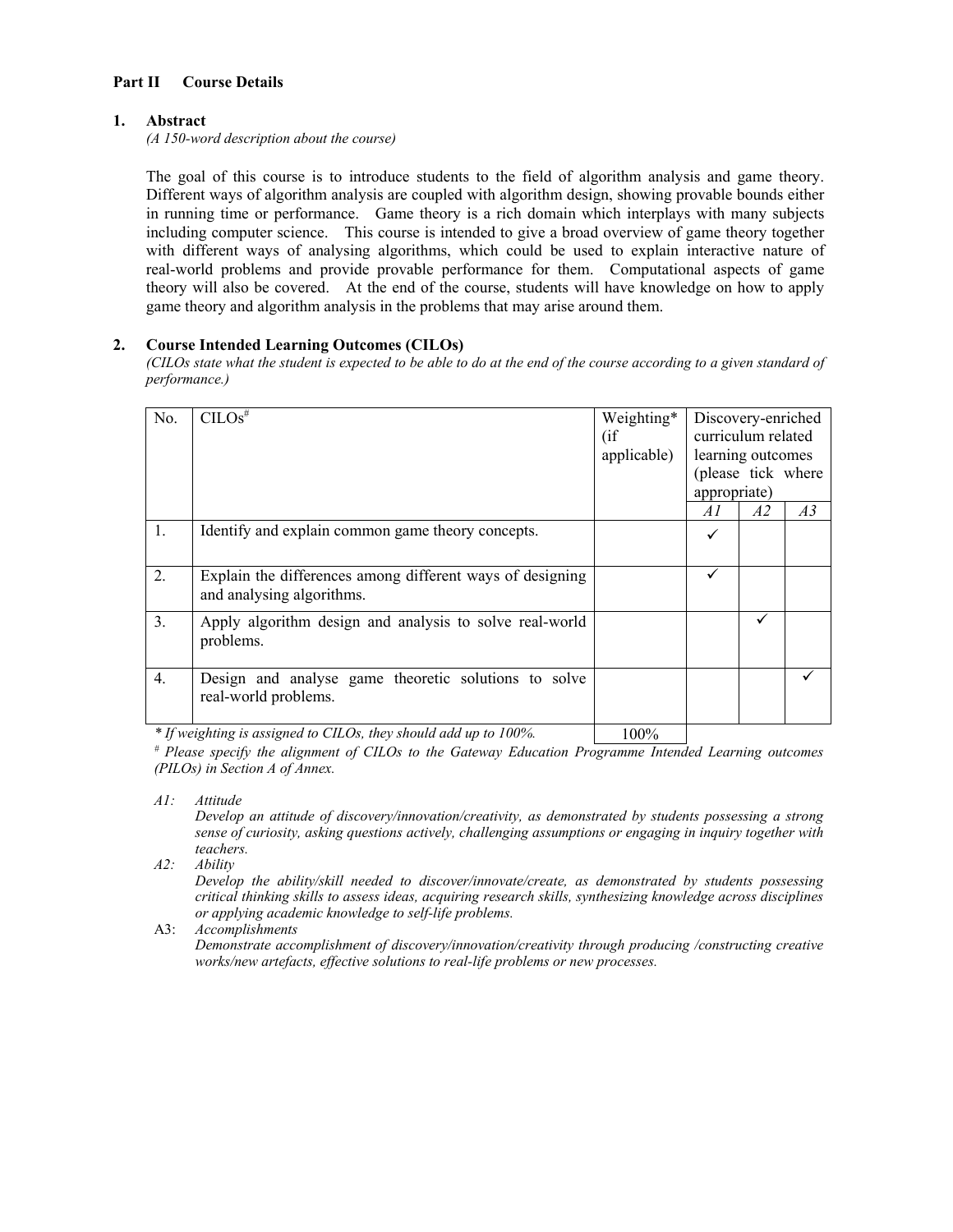## Part II Course Details

### 1. Abstract

*(A 150-word description about the course)*

The goal of this course is to introduce students to the field of algorithm analysis and game theory. Different ways of algorithm analysis are coupled with algorithm design, showing provable bounds either in running time or performance. Game theory is a rich domain which interplays with many subjects including computer science. This course is intended to give a broad overview of game theory together with different ways of analysing algorithms, which could be used to explain interactive nature of real-world problems and provide provable performance for them. Computational aspects of game theory will also be covered. At the end of the course, students will have knowledge on how to apply game theory and algorithm analysis in the problems that may arise around them.

### 2. Course Intended Learning Outcomes (CILOs)

*(CILOs state what the student is expected to be able to do at the end of the course according to a given standard of performance.)*

| No. | CILOs[#] | Weighting* (if applicable) | Discovery-enriched curriculum related learning outcomes (please tick where appropriate) | | |
|---|---|---|---|---|---|
| | | | *A1* | *A2* | *A3* |
| 1. | Identify and explain common game theory concepts. | | ✓ | | |
| 2. | Explain the differences among different ways of designing and analysing algorithms. | | ✓ | | |
| 3. | Apply algorithm design and analysis to solve real-world problems. | | | ✓ | |
| 4. | Design and analyse game theoretic solutions to solve real-world problems. | | | | ✓ |
| | *\* If weighting is assigned to CILOs, they should add up to 100%.* | 100% | | | |

*[#] Please specify the alignment of CILOs to the Gateway Education Programme Intended Learning outcomes (PILOs) in Section A of Annex.*

*A1:* *Attitude*
*Develop an attitude of discovery/innovation/creativity, as demonstrated by students possessing a strong sense of curiosity, asking questions actively, challenging assumptions or engaging in inquiry together with teachers.*

*A2:* *Ability*
*Develop the ability/skill needed to discover/innovate/create, as demonstrated by students possessing critical thinking skills to assess ideas, acquiring research skills, synthesizing knowledge across disciplines or applying academic knowledge to self-life problems.*

A3: *Accomplishments*
*Demonstrate accomplishment of discovery/innovation/creativity through producing /constructing creative works/new artefacts, effective solutions to real-life problems or new processes.*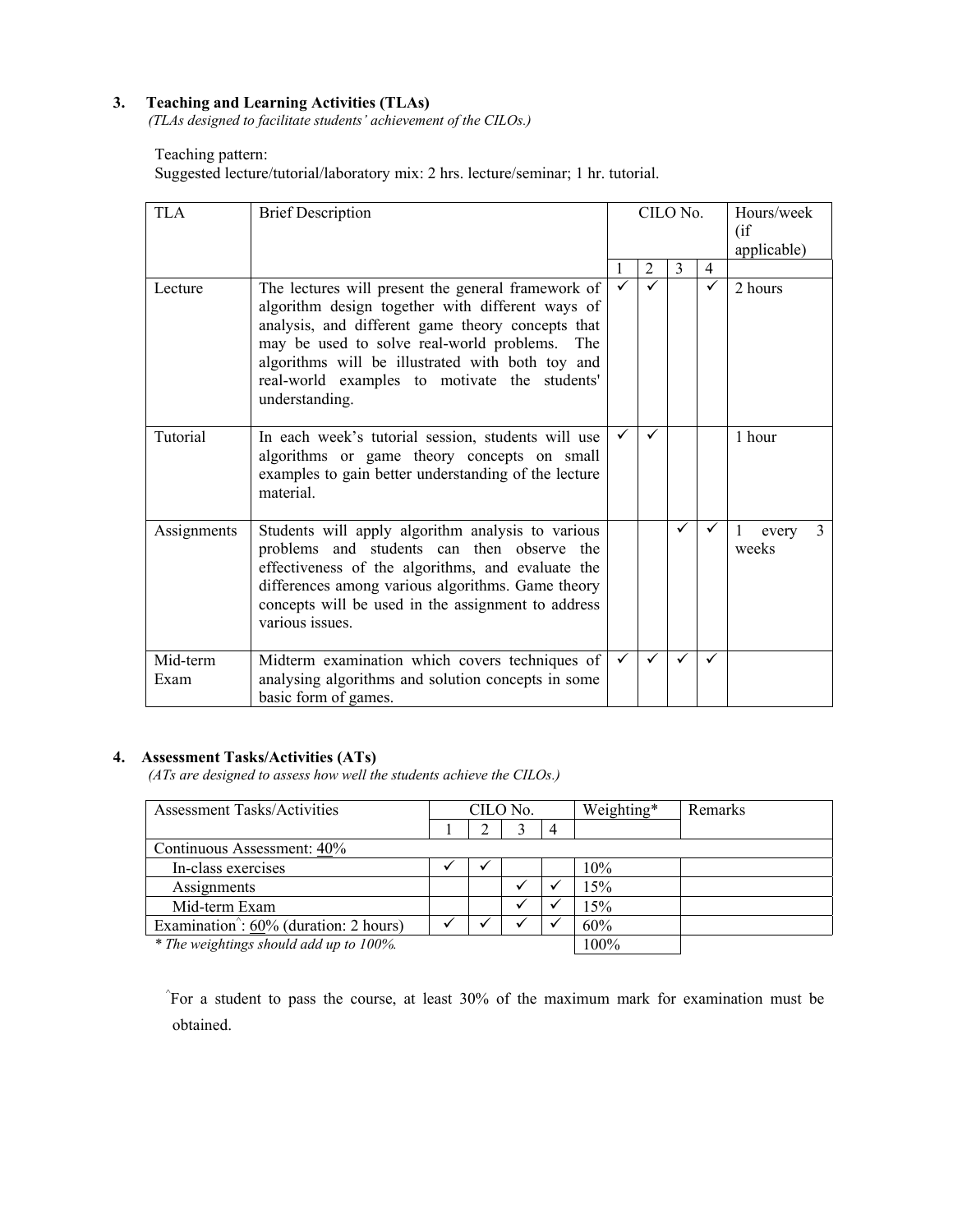## 3. Teaching and Learning Activities (TLAs)

*(TLAs designed to facilitate students' achievement of the CILOs.)*

Teaching pattern:
Suggested lecture/tutorial/laboratory mix: 2 hrs. lecture/seminar; 1 hr. tutorial.

| TLA | Brief Description | CILO No. | | | | Hours/week (if applicable) |
|---|---|---|---|---|---|---|
| | | 1 | 2 | 3 | 4 | |
| Lecture | The lectures will present the general framework of algorithm design together with different ways of analysis, and different game theory concepts that may be used to solve real-world problems. The algorithms will be illustrated with both toy and real-world examples to motivate the students' understanding. | ✓ | ✓ | | ✓ | 2 hours |
| Tutorial | In each week's tutorial session, students will use algorithms or game theory concepts on small examples to gain better understanding of the lecture material. | ✓ | ✓ | | | 1 hour |
| Assignments | Students will apply algorithm analysis to various problems and students can then observe the effectiveness of the algorithms, and evaluate the differences among various algorithms. Game theory concepts will be used in the assignment to address various issues. | | | ✓ | ✓ | 1 every 3 weeks |
| Mid-term Exam | Midterm examination which covers techniques of analysing algorithms and solution concepts in some basic form of games. | ✓ | ✓ | ✓ | ✓ | |

## 4. Assessment Tasks/Activities (ATs)

*(ATs are designed to assess how well the students achieve the CILOs.)*

| Assessment Tasks/Activities | CILO No. | | | | Weighting* | Remarks |
|---|---|---|---|---|---|---|
| | 1 | 2 | 3 | 4 | | |
| Continuous Assessment: 40% | | | | | | |
| In-class exercises | ✓ | ✓ | | | 10% | |
| Assignments | | | ✓ | ✓ | 15% | |
| Mid-term Exam | | | ✓ | ✓ | 15% | |
| Examination^: 60% (duration: 2 hours) | ✓ | ✓ | ✓ | ✓ | 60% | |
| *\* The weightings should add up to 100%.* | | | | | 100% | |

^For a student to pass the course, at least 30% of the maximum mark for examination must be obtained.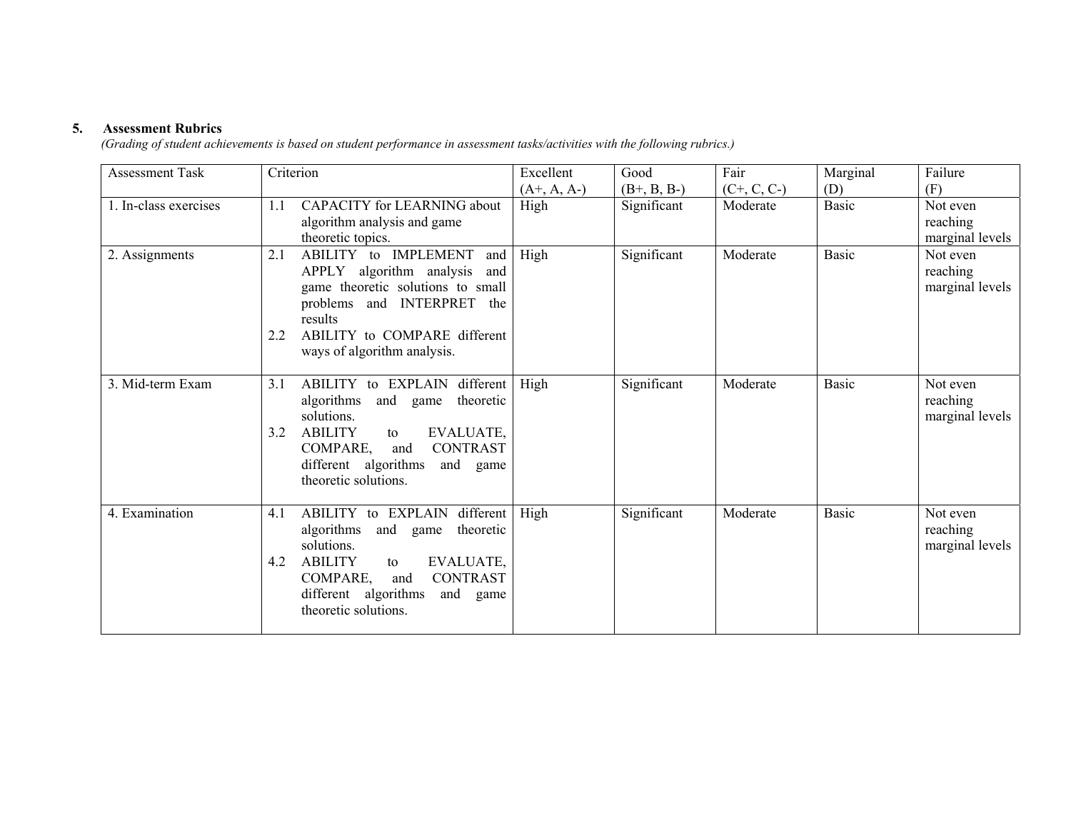## 5. Assessment Rubrics

*(Grading of student achievements is based on student performance in assessment tasks/activities with the following rubrics.)*

| Assessment Task | Criterion | Excellent (A+, A, A-) | Good (B+, B, B-) | Fair (C+, C, C-) | Marginal (D) | Failure (F) |
|---|---|---|---|---|---|---|
| 1. In-class exercises | 1.1 CAPACITY for LEARNING about algorithm analysis and game theoretic topics. | High | Significant | Moderate | Basic | Not even reaching marginal levels |
| 2. Assignments | 2.1 ABILITY to IMPLEMENT and APPLY algorithm analysis and game theoretic solutions to small problems and INTERPRET the results<br>2.2 ABILITY to COMPARE different ways of algorithm analysis. | High | Significant | Moderate | Basic | Not even reaching marginal levels |
| 3. Mid-term Exam | 3.1 ABILITY to EXPLAIN different algorithms and game theoretic solutions.<br>3.2 ABILITY to EVALUATE, COMPARE, and CONTRAST different algorithms and game theoretic solutions. | High | Significant | Moderate | Basic | Not even reaching marginal levels |
| 4. Examination | 4.1 ABILITY to EXPLAIN different algorithms and game theoretic solutions.<br>4.2 ABILITY to EVALUATE, COMPARE, and CONTRAST different algorithms and game theoretic solutions. | High | Significant | Moderate | Basic | Not even reaching marginal levels |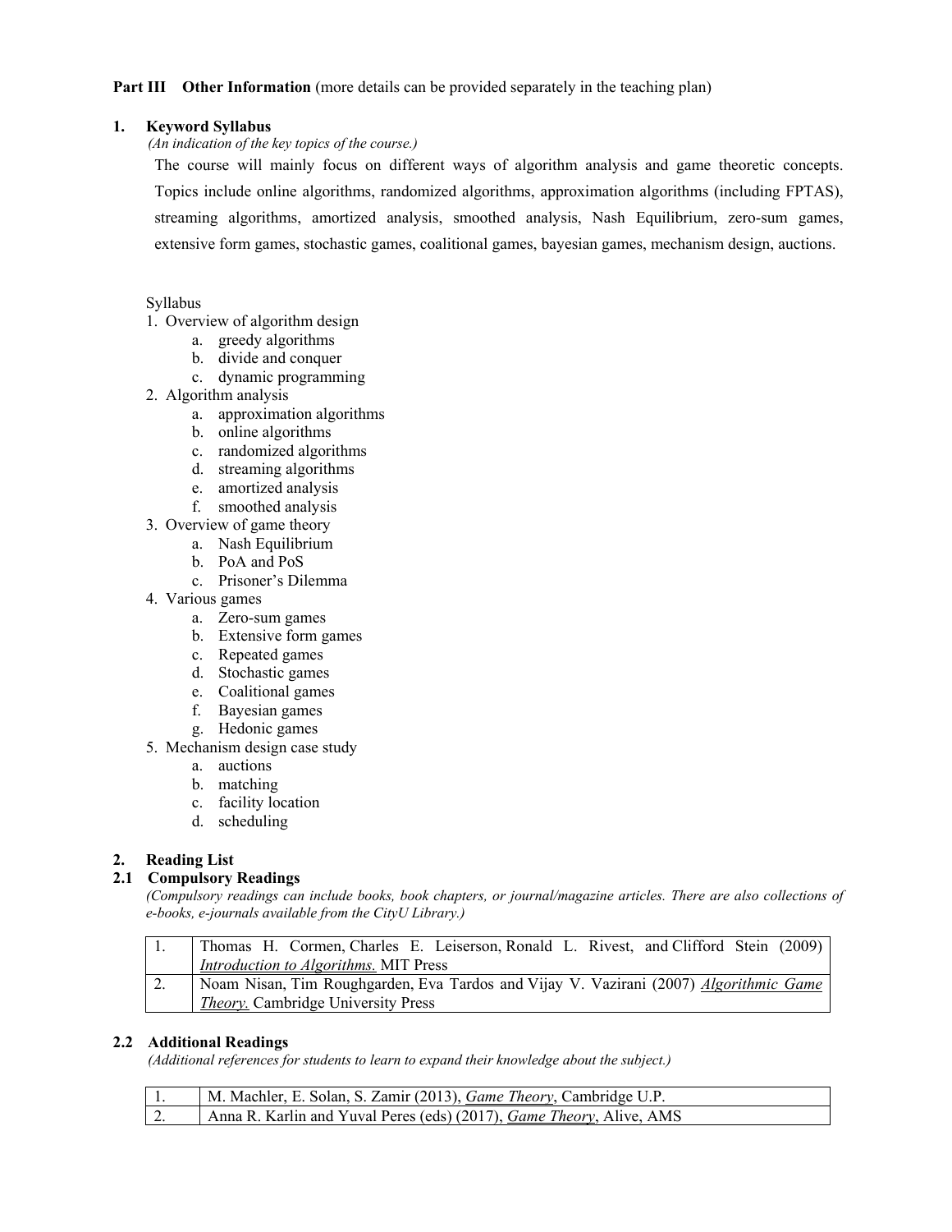**Part III Other Information** (more details can be provided separately in the teaching plan)

## 1. Keyword Syllabus

*(An indication of the key topics of the course.)*

The course will mainly focus on different ways of algorithm analysis and game theoretic concepts. Topics include online algorithms, randomized algorithms, approximation algorithms (including FPTAS), streaming algorithms, amortized analysis, smoothed analysis, Nash Equilibrium, zero-sum games, extensive form games, stochastic games, coalitional games, bayesian games, mechanism design, auctions.

Syllabus

1. Overview of algorithm design
   a. greedy algorithms
   b. divide and conquer
   c. dynamic programming
2. Algorithm analysis
   a. approximation algorithms
   b. online algorithms
   c. randomized algorithms
   d. streaming algorithms
   e. amortized analysis
   f. smoothed analysis
3. Overview of game theory
   a. Nash Equilibrium
   b. PoA and PoS
   c. Prisoner's Dilemma
4. Various games
   a. Zero-sum games
   b. Extensive form games
   c. Repeated games
   d. Stochastic games
   e. Coalitional games
   f. Bayesian games
   g. Hedonic games
5. Mechanism design case study
   a. auctions
   b. matching
   c. facility location
   d. scheduling

## 2. Reading List

### 2.1 Compulsory Readings

*(Compulsory readings can include books, book chapters, or journal/magazine articles. There are also collections of e-books, e-journals available from the CityU Library.)*

| | |
|---|---|
| 1. | Thomas H. Cormen, Charles E. Leiserson, Ronald L. Rivest, and Clifford Stein (2009) *Introduction to Algorithms.* MIT Press |
| 2. | Noam Nisan, Tim Roughgarden, Eva Tardos and Vijay V. Vazirani (2007) *Algorithmic Game Theory.* Cambridge University Press |

### 2.2 Additional Readings

*(Additional references for students to learn to expand their knowledge about the subject.)*

| | |
|---|---|
| 1. | M. Machler, E. Solan, S. Zamir (2013), *Game Theory*, Cambridge U.P. |
| 2. | Anna R. Karlin and Yuval Peres (eds) (2017), *Game Theory*, Alive, AMS |